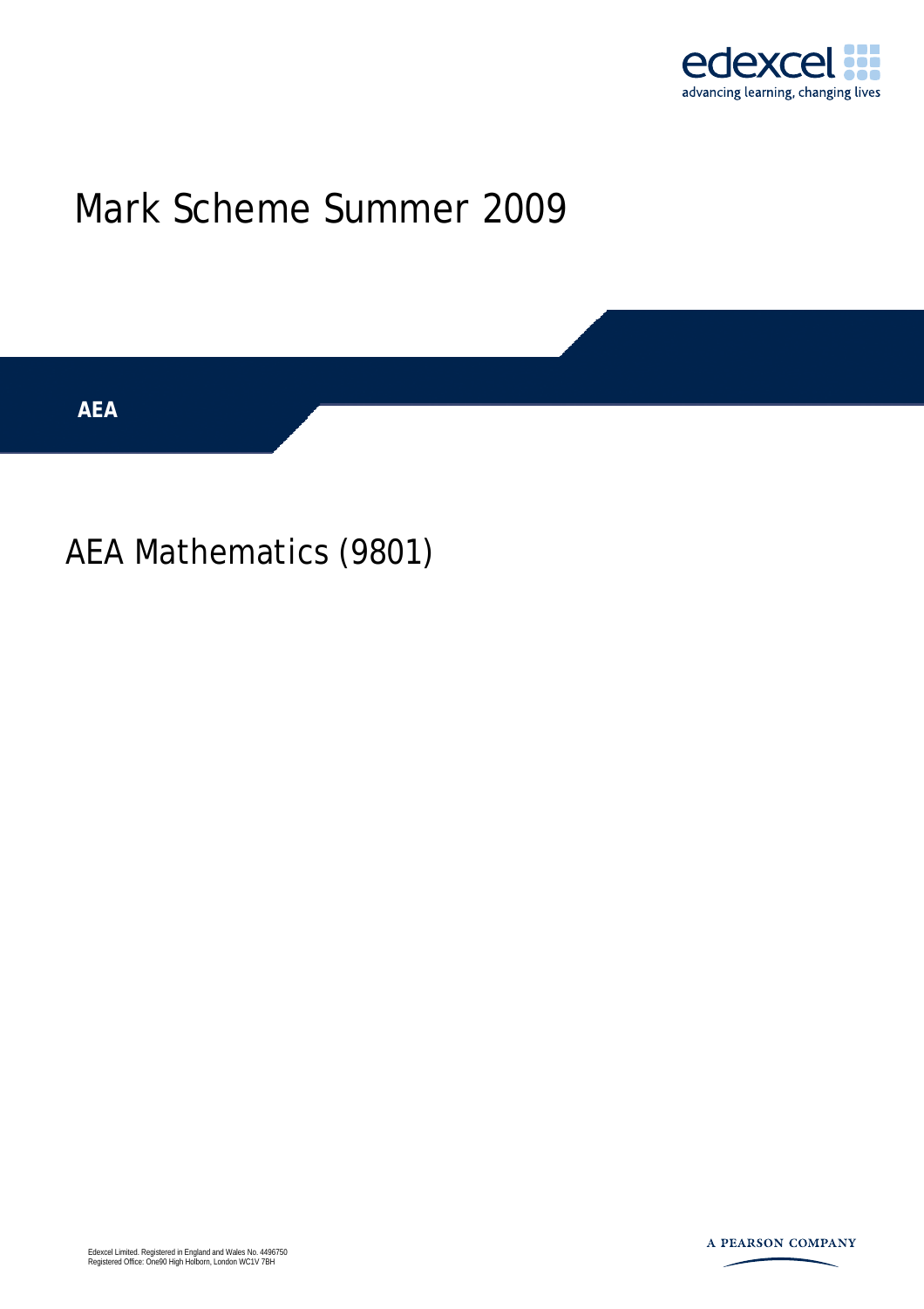edexcel
advancing learning, changing lives

# Mark Scheme Summer 2009

**AEA**

## AEA Mathematics (9801)

Edexcel Limited. Registered in England and Wales No. 4496750
Registered Office: One90 High Holborn, London WC1V 7BH

A PEARSON COMPANY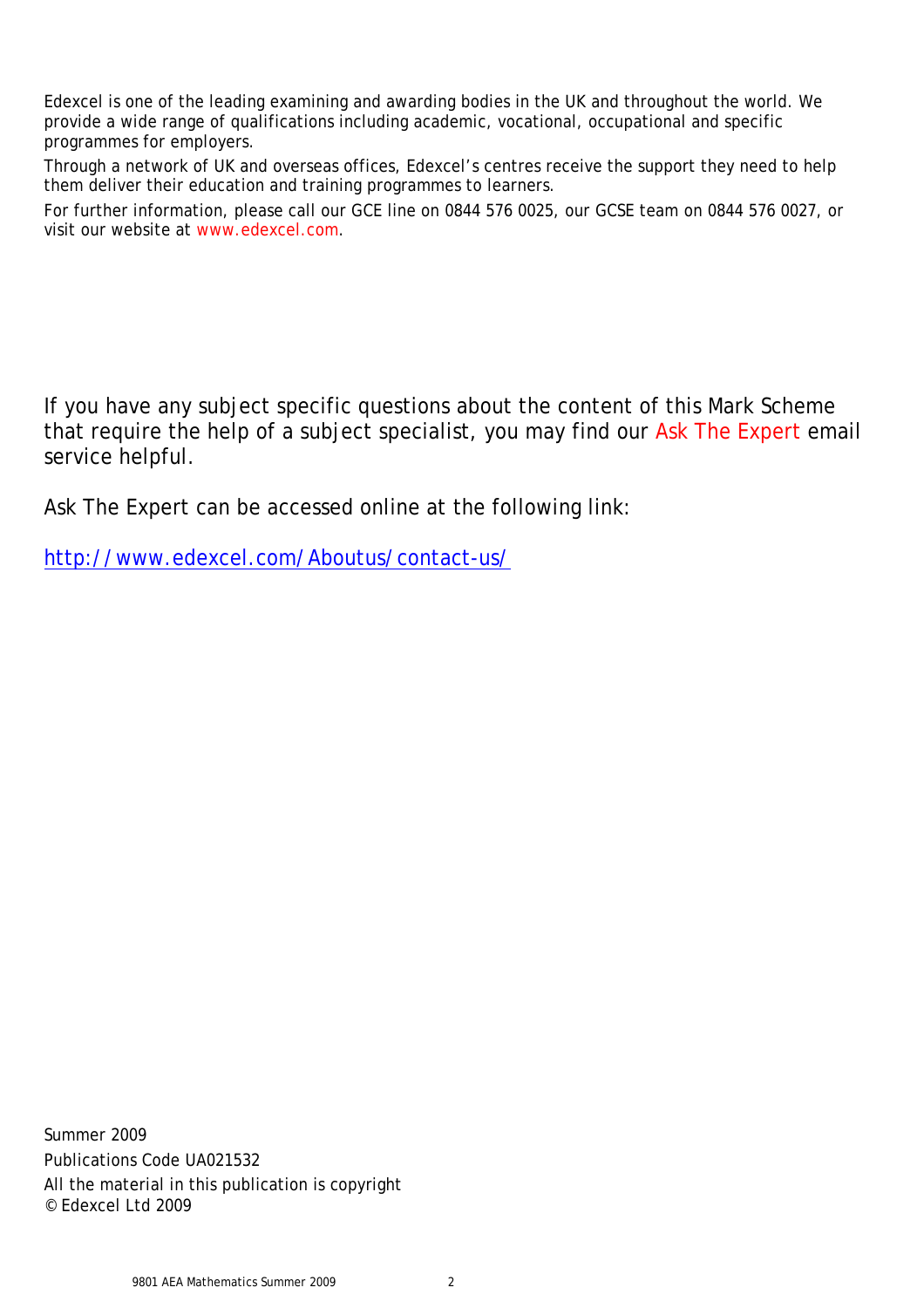Edexcel is one of the leading examining and awarding bodies in the UK and throughout the world. We provide a wide range of qualifications including academic, vocational, occupational and specific programmes for employers.

Through a network of UK and overseas offices, Edexcel's centres receive the support they need to help them deliver their education and training programmes to learners.

For further information, please call our GCE line on 0844 576 0025, our GCSE team on 0844 576 0027, or visit our website at www.edexcel.com.

If you have any subject specific questions about the content of this Mark Scheme that require the help of a subject specialist, you may find our Ask The Expert email service helpful.

Ask The Expert can be accessed online at the following link:

http://www.edexcel.com/Aboutus/contact-us/

Summer 2009

Publications Code UA021532

All the material in this publication is copyright

© Edexcel Ltd 2009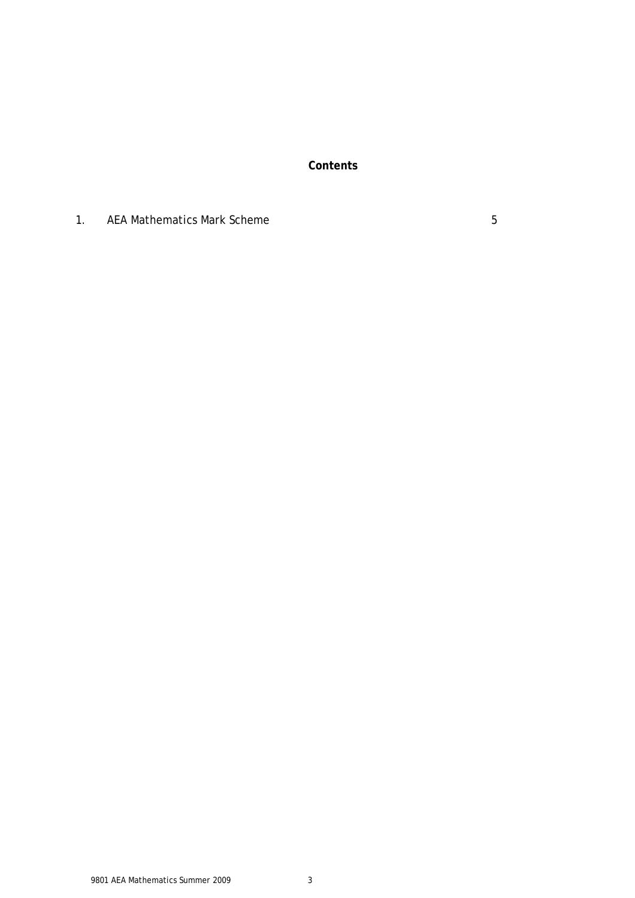## Contents

1. AEA Mathematics Mark Scheme 5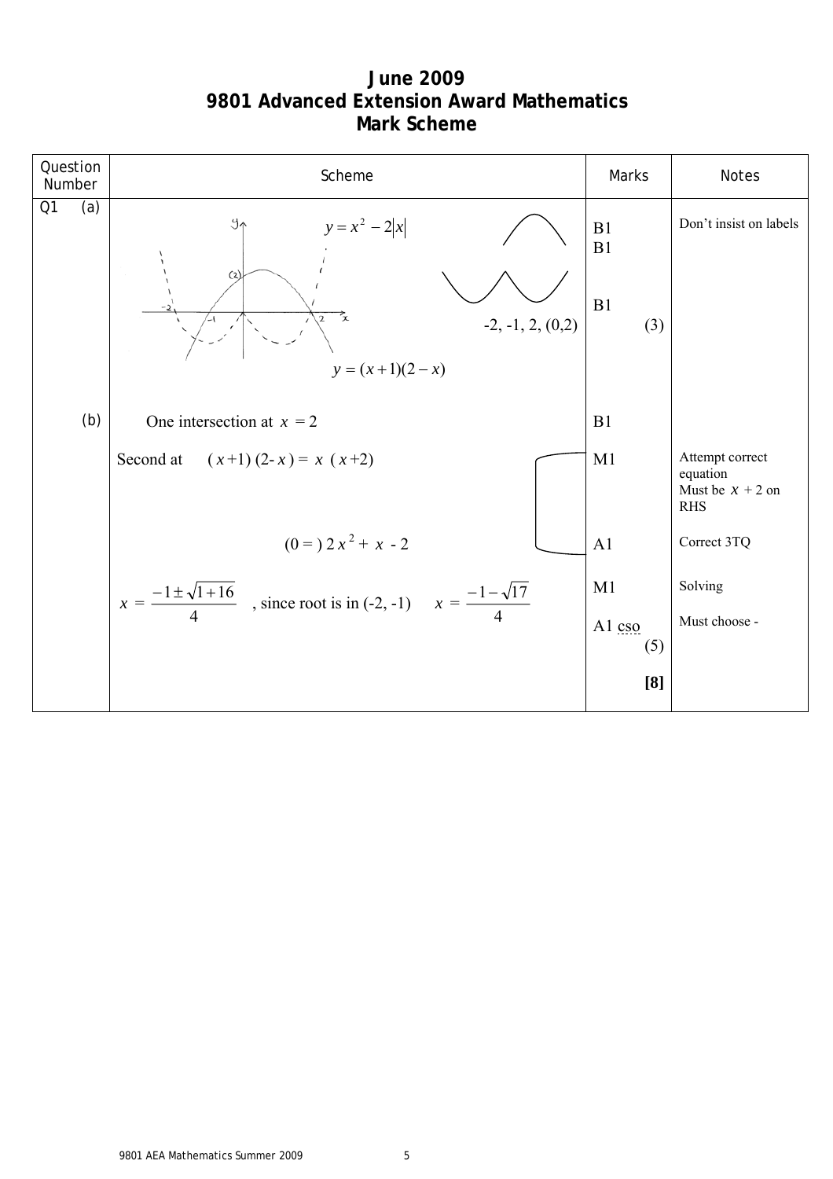# June 2009
# 9801 Advanced Extension Award Mathematics
# Mark Scheme

| Question Number | Scheme | Marks | Notes |
| --- | --- | --- | --- |
| Q1 (a) | $y = x^2 - 2\|x\|$ <br> $y = (x+1)(2-x)$ <br> -2, -1, 2, (0,2) | B1 <br> B1 <br> B1 (3) | Don't insist on labels |
| (b) | One intersection at $x = 2$ | B1 | |
| | Second at $(x+1)(2-x) = x(x+2)$ | M1 | Attempt correct equation Must be $x + 2$ on RHS |
| | $(0 = ) \ 2x^2 + x - 2$ | A1 | Correct 3TQ |
| | $x = \dfrac{-1 \pm \sqrt{1+16}}{4}$ , since root is in (-2, -1) $x = \dfrac{-1-\sqrt{17}}{4}$ | M1 <br> A1 cso (5) | Solving <br> Must choose - |
| | | **[8]** | |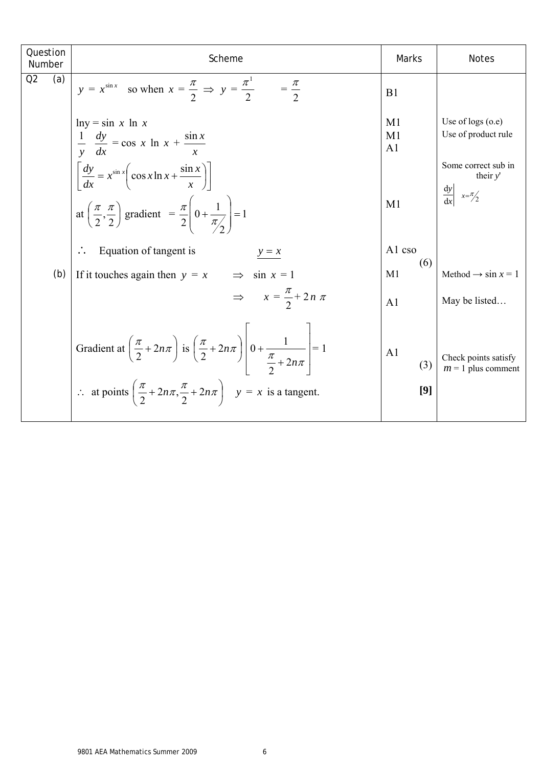| Question Number | Scheme | Marks | Notes |
|---|---|---|---|
| Q2 (a) | $y = x^{\sin x}$ so when $x = \frac{\pi}{2} \Rightarrow y = \frac{\pi^1}{2} \quad = \frac{\pi}{2}$ | B1 | |
| | $\ln y = \sin x \ln x$ | M1 | Use of logs (o.e) |
| | $\frac{1}{y} \frac{dy}{dx} = \cos x \ln x + \frac{\sin x}{x}$ | M1 A1 | Use of product rule |
| | $\left[\frac{dy}{dx} = x^{\sin x}\left(\cos x \ln x + \frac{\sin x}{x}\right)\right]$ | | Some correct sub in their $y'$ $\left.\frac{dy}{dx}\right\vert_{x=\pi/2}$ |
| | at $\left(\frac{\pi}{2}, \frac{\pi}{2}\right)$ gradient $= \frac{\pi}{2}\left(0 + \frac{1}{\pi/2}\right) = 1$ | M1 | |
| | $\therefore$ Equation of tangent is $\quad y = x$ | A1 cso (6) | |
| (b) | If it touches again then $y = x \quad \Rightarrow \quad \sin x = 1$ | M1 | Method $\rightarrow \sin x = 1$ |
| | $\Rightarrow \quad x = \frac{\pi}{2} + 2n\pi$ | A1 | May be listed… |
| | Gradient at $\left(\frac{\pi}{2} + 2n\pi\right)$ is $\left(\frac{\pi}{2} + 2n\pi\right)\left[0 + \frac{1}{\frac{\pi}{2} + 2n\pi}\right] = 1$ | A1 (3) | Check points satisfy $m = 1$ plus comment |
| | $\therefore$ at points $\left(\frac{\pi}{2} + 2n\pi, \frac{\pi}{2} + 2n\pi\right) \quad y = x$ is a tangent. | [9] | |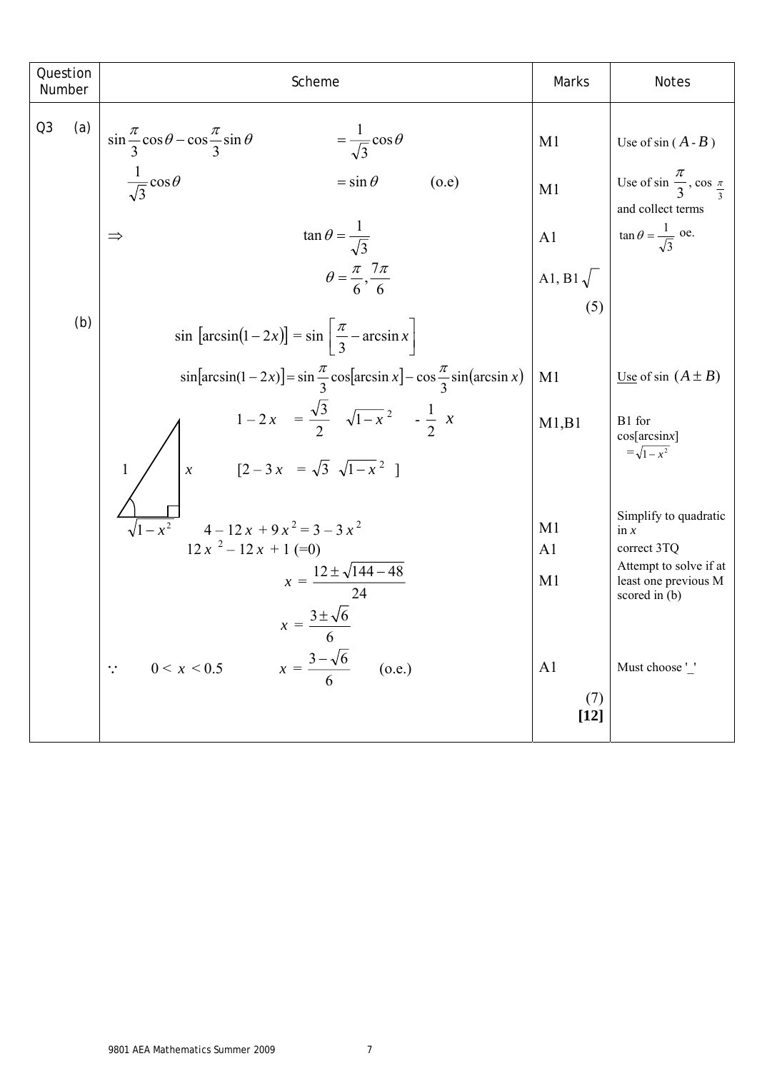| Question Number | Scheme | Marks | Notes |
|---|---|---|---|
| Q3 (a) | $\sin\frac{\pi}{3}\cos\theta - \cos\frac{\pi}{3}\sin\theta \qquad = \frac{1}{\sqrt{3}}\cos\theta$ | M1 | Use of sin ( $A$ - $B$ ) |
| | $\frac{1}{\sqrt{3}}\cos\theta \qquad = \sin\theta \qquad$ (o.e) | M1 | Use of sin $\frac{\pi}{3}$, cos $\frac{\pi}{3}$ and collect terms |
| | $\Rightarrow \qquad \tan\theta = \frac{1}{\sqrt{3}}$ | A1 | $\tan\theta = \frac{1}{\sqrt{3}}$ oe. |
| | $\theta = \frac{\pi}{6}, \frac{7\pi}{6}$ | A1, B1√ | |
| | | (5) | |
| (b) | $\sin\left[\arcsin(1-2x)\right] = \sin\left[\frac{\pi}{3} - \arcsin x\right]$ | | |
| | $\sin\left[\arcsin(1-2x)\right] = \sin\frac{\pi}{3}\cos\left[\arcsin x\right] - \cos\frac{\pi}{3}\sin\left(\arcsin x\right)$ | M1 | Use of sin $(A \pm B)$ |
| | $1 - 2x \quad = \frac{\sqrt{3}}{2} \quad \sqrt{1-x^2} \quad - \frac{1}{2} \; x$ | M1,B1 | B1 for cos[arcsin$x$] $= \sqrt{1-x^2}$ |
| | [Right-angled triangle with hypotenuse 1, opposite side $x$, adjacent side $\sqrt{1-x^2}$] $\qquad [2 - 3x \quad = \sqrt{3} \; \sqrt{1-x^2} \;\; ]$ | | |
| | $4 - 12x + 9x^2 = 3 - 3x^2$ | M1 | Simplify to quadratic in $x$ |
| | $12x^2 - 12x + 1$ (=0) | A1 | correct 3TQ |
| | $x = \frac{12 \pm \sqrt{144 - 48}}{24}$ | M1 | Attempt to solve if at least one previous M scored in (b) |
| | $x = \frac{3 \pm \sqrt{6}}{6}$ | | |
| | $\because \qquad 0 < x < 0.5 \qquad x = \frac{3 - \sqrt{6}}{6} \qquad$ (o.e.) | A1 | Must choose '_' |
| | | (7) **[12]** | |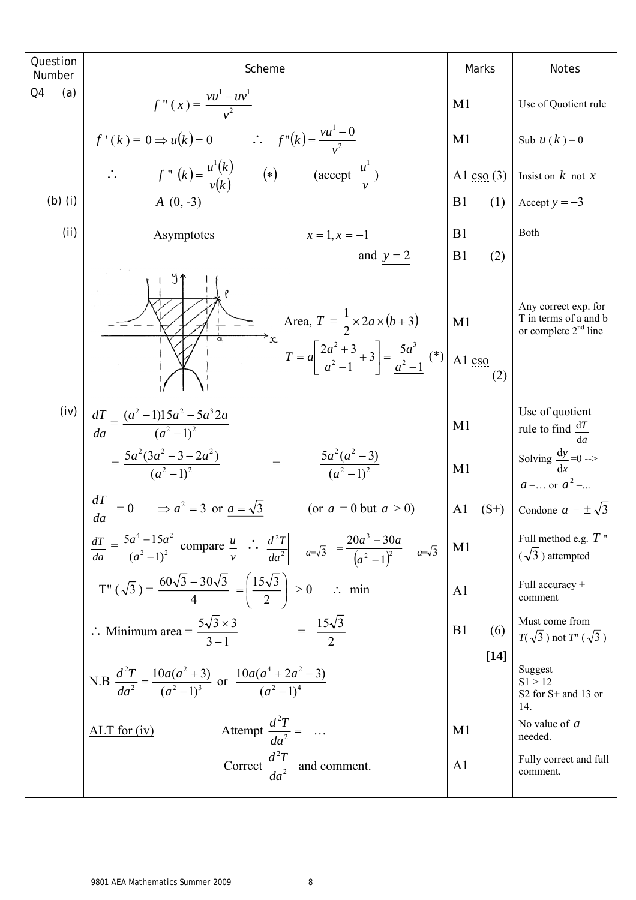| Question Number | Scheme | Marks | Notes |
|---|---|---|---|
| Q4 (a) | $f''(x) = \frac{vu^1 - uv^1}{v^2}$ | M1 | Use of Quotient rule |
| | $f'(k) = 0 \Rightarrow u(k) = 0 \qquad \therefore \quad f''(k) = \frac{vu^1 - 0}{v^2}$ | M1 | Sub $u(k) = 0$ |
| | $\therefore \qquad f''(k) = \frac{u^1(k)}{v(k)} \qquad (*) \qquad$ (accept $\frac{u^1}{v}$) | A1 cso (3) | Insist on $k$ not $x$ |
| (b) (i) | $A$ (0, -3) | B1 (1) | Accept $y = -3$ |
| (ii) | Asymptotes $\qquad x = 1, x = -1$ | B1 | Both |
| | and $y = 2$ | B1 (2) | |
| | Area, $T = \frac{1}{2} \times 2a \times (b+3)$ | M1 | Any correct exp. for T in terms of a and b or complete 2nd line |
| | $T = a\left[\frac{2a^2+3}{a^2-1} + 3\right] = \frac{5a^3}{a^2-1}$ (*) | A1 cso (2) | |
| (iv) | $\frac{dT}{da} = \frac{(a^2-1)15a^2 - 5a^3 2a}{(a^2-1)^2}$ | M1 | Use of quotient rule to find $\frac{dT}{da}$ |
| | $= \frac{5a^2(3a^2-3-2a^2)}{(a^2-1)^2} \qquad = \qquad \frac{5a^2(a^2-3)}{(a^2-1)^2}$ | M1 | Solving $\frac{dy}{dx}=0$ --> $a = \ldots$ or $a^2 = \ldots$ |
| | $\frac{dT}{da} = 0 \qquad \Rightarrow a^2 = 3$ or $a = \sqrt{3} \qquad$ (or $a = 0$ but $a > 0$) | A1 (S+) | Condone $a = \pm\sqrt{3}$ |
| | $\frac{dT}{da} = \frac{5a^4 - 15a^2}{(a^2-1)^2}$ compare $\frac{u}{v}$ $\therefore \left.\frac{d^2T}{da^2}\right\|_{a=\sqrt{3}} = \left.\frac{20a^3 - 30a}{(a^2-1)^2}\right\|_{a=\sqrt{3}}$ | M1 | Full method e.g. $T''(\sqrt{3})$ attempted |
| | $T''(\sqrt{3}) = \frac{60\sqrt{3} - 30\sqrt{3}}{4} = \left(\frac{15\sqrt{3}}{2}\right) > 0 \qquad \therefore$ min | A1 | Full accuracy + comment |
| | $\therefore$ Minimum area $= \frac{5\sqrt{3} \times 3}{3-1} \qquad = \qquad \frac{15\sqrt{3}}{2}$ | B1 (6) | Must come from $T(\sqrt{3})$ not $T''(\sqrt{3})$ |
| | | [14] | |
| | N.B $\frac{d^2T}{da^2} = \frac{10a(a^2+3)}{(a^2-1)^3}$ or $\frac{10a(a^4+2a^2-3)}{(a^2-1)^4}$ | | Suggest S1 > 12, S2 for S+ and 13 or 14. |
| | ALT for (iv) $\qquad$ Attempt $\frac{d^2T}{da^2} = \ldots$ | M1 | No value of $a$ needed. |
| | Correct $\frac{d^2T}{da^2}$ and comment. | A1 | Fully correct and full comment. |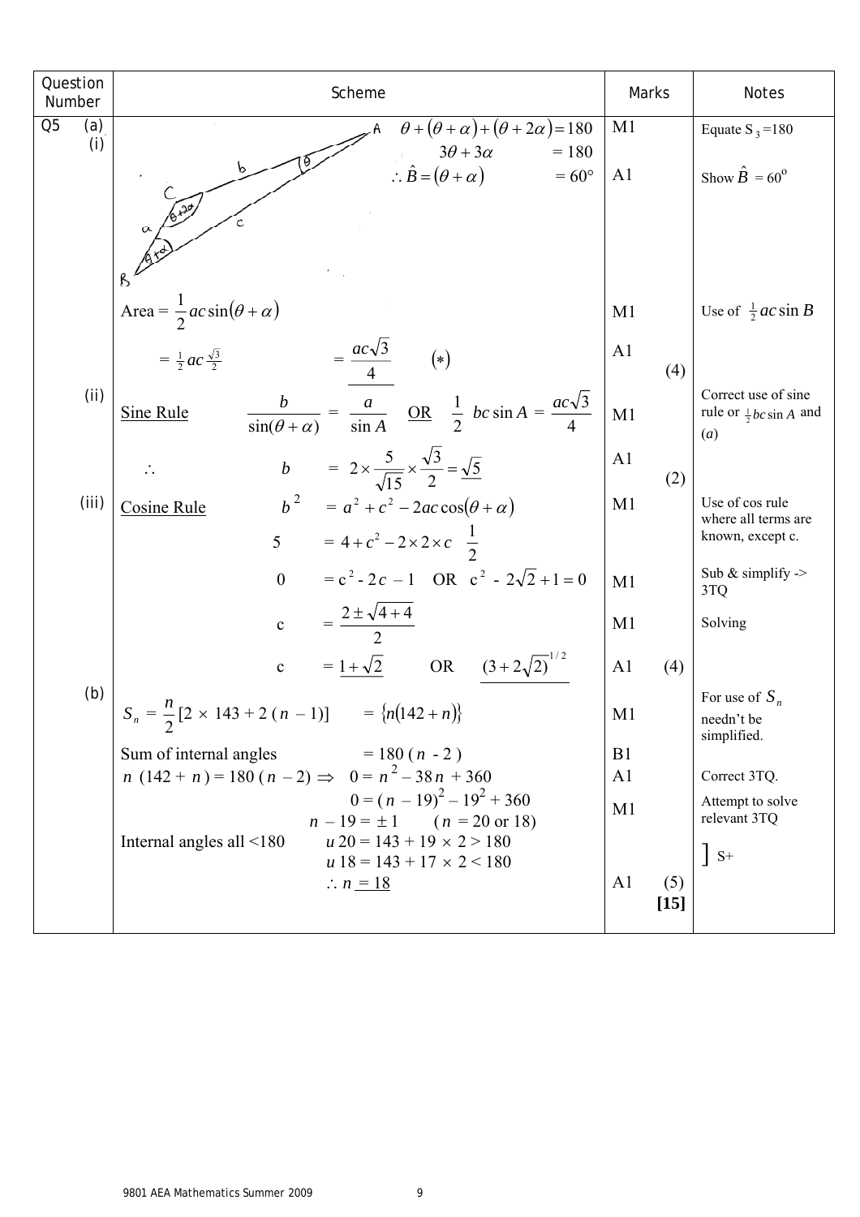| Question Number | Scheme | Marks | Notes |
|---|---|---|---|
| Q5 (a)(i) | $\theta + (\theta+\alpha) + (\theta+2\alpha) = 180$ | M1 | Equate $S_3 = 180$ |
| | $3\theta + 3\alpha = 180$ | | |
| | $\therefore \hat{B} = (\theta + \alpha) = 60°$ | A1 | Show $\hat{B} = 60^{o}$ |
| | Area $= \frac{1}{2}ac\sin(\theta+\alpha)$ | M1 | Use of $\frac{1}{2}ac\sin B$ |
| | $= \frac{1}{2}ac\frac{\sqrt{3}}{2} \qquad = \frac{ac\sqrt{3}}{4} \qquad (*)$ | A1 (4) | |
| (ii) | Sine Rule $\quad \frac{b}{\sin(\theta+\alpha)} = \frac{a}{\sin A}$ OR $\frac{1}{2}bc\sin A = \frac{ac\sqrt{3}}{4}$ | M1 | Correct use of sine rule or $\frac{1}{2}bc\sin A$ and (*a*) |
| | $\therefore \quad b = 2 \times \frac{5}{\sqrt{15}} \times \frac{\sqrt{3}}{2} = \sqrt{5}$ | A1 (2) | |
| (iii) | Cosine Rule $\quad b^2 = a^2 + c^2 - 2ac\cos(\theta+\alpha)$ | M1 | Use of cos rule where all terms are known, except c. |
| | $5 = 4 + c^2 - 2\times 2 \times c \ \frac{1}{2}$ | | |
| | $0 = c^2 - 2c - 1$ OR $c^2 - 2\sqrt{2} + 1 = 0$ | M1 | Sub & simplify -> 3TQ |
| | $c = \frac{2 \pm \sqrt{4+4}}{2}$ | M1 | Solving |
| | $c = 1 + \sqrt{2}$ OR $(3 + 2\sqrt{2})^{1/2}$ | A1 (4) | |
| (b) | $S_n = \frac{n}{2}[2 \times 143 + 2(n-1)] \quad = \{n(142+n)\}$ | M1 | For use of $S_n$ needn't be simplified. |
| | Sum of internal angles $= 180(n-2)$ | B1 | |
| | $n(142+n) = 180(n-2) \Rightarrow 0 = n^2 - 38n + 360$ | A1 | Correct 3TQ. |
| | $0 = (n-19)^2 - 19^2 + 360$ | M1 | Attempt to solve relevant 3TQ |
| | $n - 19 = \pm 1 \quad (n = 20$ or $18)$ | | |
| | Internal angles all <180 $\quad u\,20 = 143 + 19 \times 2 > 180$ | | ] S+ |
| | $u\,18 = 143 + 17 \times 2 < 180$ | | |
| | $\therefore n = 18$ | A1 (5) [15] | |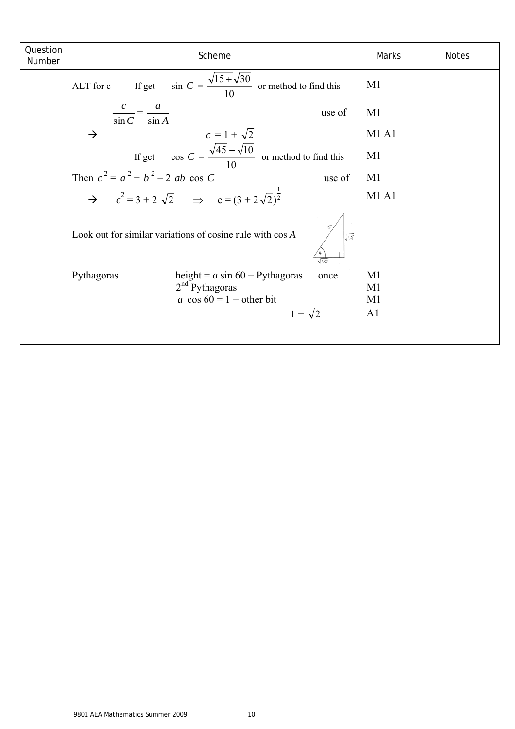| Question Number | Scheme | Marks | Notes |
|---|---|---|---|
| | ALT for c    If get    $\sin C = \dfrac{\sqrt{15}+\sqrt{30}}{10}$   or method to find this | M1 | |
| | $\dfrac{c}{\sin C} = \dfrac{a}{\sin A}$    use of | M1 | |
| | → $c = 1 + \sqrt{2}$ | M1 A1 | |
| | If get    $\cos C = \dfrac{\sqrt{45}-\sqrt{10}}{10}$   or method to find this | M1 | |
| | Then $c^2 = a^2 + b^2 - 2\ ab\ \cos C$    use of | M1 | |
| | → $c^2 = 3 + 2\sqrt{2}$   $\Rightarrow$   $c = (3 + 2\sqrt{2})^{\frac{1}{2}}$ | M1 A1 | |
| | Look out for similar variations of cosine rule with $\cos A$ (right-angled triangle sketch: hypotenuse 5, sides $\sqrt{15}$ and $\sqrt{10}$, angle 4) | | |
| | Pythagoras    height = $a \sin 60$ + Pythagoras    once | M1 | |
| | $2^{\text{nd}}$ Pythagoras | M1 | |
| | $a \cos 60 = 1$ + other bit | M1 | |
| | $1 + \sqrt{2}$ | A1 | |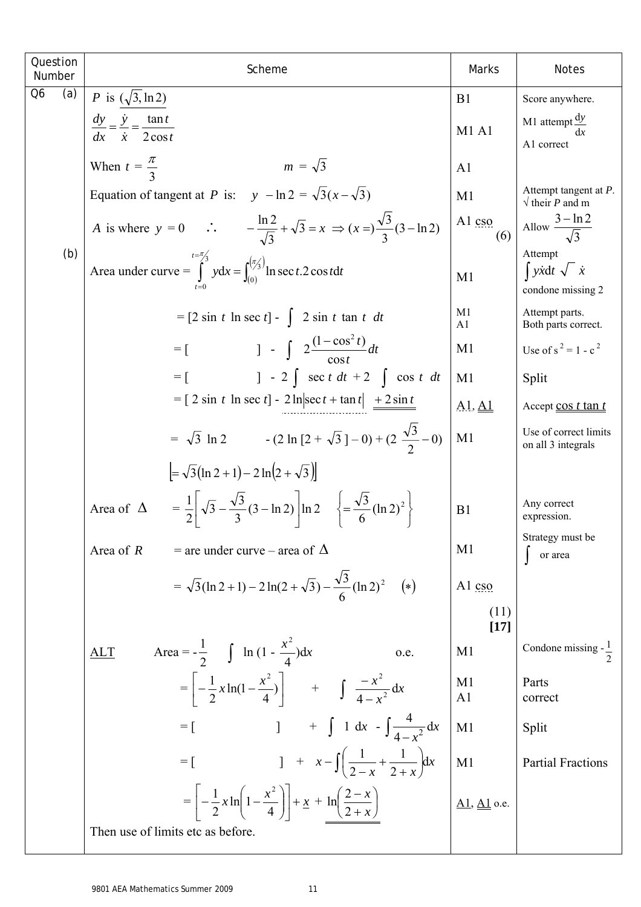| Question Number | Scheme | Marks | Notes |
|---|---|---|---|
| Q6 (a) | $P$ is $(\sqrt{3}, \ln 2)$ | B1 | Score anywhere. |
| | $\frac{dy}{dx} = \frac{\dot{y}}{\dot{x}} = \frac{\tan t}{2\cos t}$ | M1 A1 | M1 attempt $\frac{dy}{dx}$ A1 correct |
| | When $t = \frac{\pi}{3}$ $\qquad m = \sqrt{3}$ | A1 | |
| | Equation of tangent at $P$ is: $y - \ln 2 = \sqrt{3}(x - \sqrt{3})$ | M1 | Attempt tangent at $P$. √ their $P$ and m |
| | $A$ is where $y = 0$ $\quad \therefore \quad -\frac{\ln 2}{\sqrt{3}} + \sqrt{3} = x \Rightarrow (x =) \frac{\sqrt{3}}{3}(3 - \ln 2)$ | A1 cso (6) | Allow $\frac{3 - \ln 2}{\sqrt{3}}$ |
| (b) | Area under curve = $\int_{t=0}^{t=\pi/3} y \mathrm{d}x = \int_{(0)}^{(\pi/3)} \ln \sec t . 2\cos t \mathrm{d}t$ | M1 | Attempt $\int y\dot{x}\mathrm{d}t$ √ $\dot{x}$ condone missing 2 |
| | $= [2 \sin t \ln \sec t] - \int 2 \sin t \tan t \; dt$ | M1 A1 | Attempt parts. Both parts correct. |
| | $= [\qquad] - \int 2\frac{(1 - \cos^2 t)}{\cos t} dt$ | M1 | Use of $s^2 = 1 - c^2$ |
| | $= [\qquad] - 2\int \sec t \; dt + 2 \int \cos t \; dt$ | M1 | Split |
| | $= [2 \sin t \ln \sec t] - 2\ln\lvert\sec t + \tan t\rvert \; + 2\sin t$ | A1, A1 | Accept $\cos t \tan t$ |
| | $= \sqrt{3} \ln 2 \qquad - (2 \ln [2 + \sqrt{3}] - 0) + (2\frac{\sqrt{3}}{2} - 0)$ | M1 | Use of correct limits on all 3 integrals |
| | $[= \sqrt{3}(\ln 2 + 1) - 2\ln(2 + \sqrt{3})]$ | | |
| | Area of $\Delta$ $= \frac{1}{2}\left[\sqrt{3} - \frac{\sqrt{3}}{3}(3 - \ln 2)\right]\ln 2 \quad \left\{= \frac{\sqrt{3}}{6}(\ln 2)^2\right\}$ | B1 | Any correct expression. |
| | Area of $R$ = are under curve – area of $\Delta$ | M1 | Strategy must be $\int$ or area |
| | $= \sqrt{3}(\ln 2 + 1) - 2\ln(2 + \sqrt{3}) - \frac{\sqrt{3}}{6}(\ln 2)^2 \quad (*)$ | A1 cso | |
| | | (11) **[17]** | |
| | ALT $\qquad$ Area = $-\frac{1}{2} \int \ln(1 - \frac{x^2}{4})\mathrm{d}x$ $\qquad$ o.e. | M1 | Condone missing $-\frac{1}{2}$ |
| | $= \left[-\frac{1}{2}x\ln(1 - \frac{x^2}{4})\right] + \int \frac{-x^2}{4 - x^2}\mathrm{d}x$ | M1 A1 | Parts correct |
| | $= [\qquad] + \int 1 \; \mathrm{d}x - \int \frac{4}{4 - x^2}\mathrm{d}x$ | M1 | Split |
| | $= [\qquad] + x - \int\left(\frac{1}{2 - x} + \frac{1}{2 + x}\right)\mathrm{d}x$ | M1 | Partial Fractions |
| | $= \left[-\frac{1}{2}x\ln\left(1 - \frac{x^2}{4}\right)\right] + x + \ln\left(\frac{2 - x}{2 + x}\right)$ | A1, A1 o.e. | |
| | Then use of limits etc as before. | | |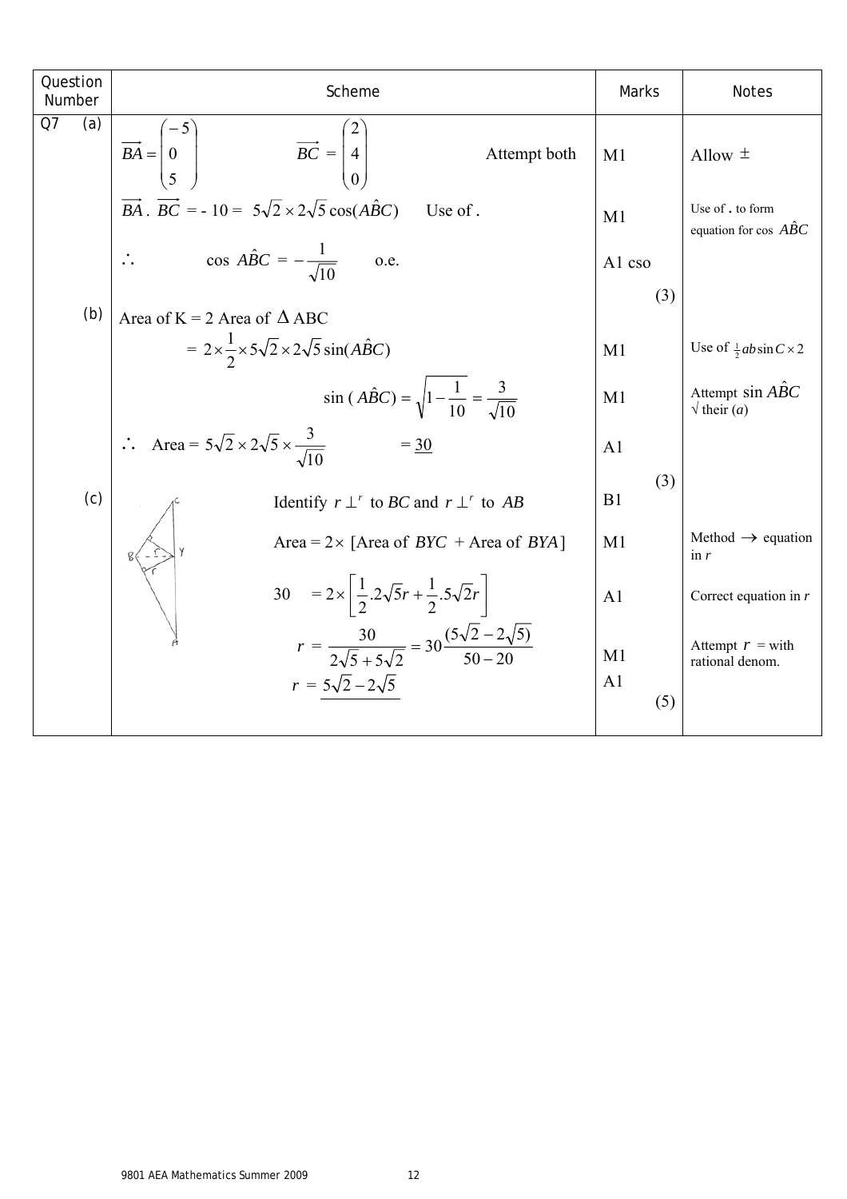| Question Number | Scheme | Marks | Notes |
|---|---|---|---|
| Q7 (a) | $\overrightarrow{BA} = \begin{pmatrix} -5 \\ 0 \\ 5 \end{pmatrix}$ $\quad \overrightarrow{BC} = \begin{pmatrix} 2 \\ 4 \\ 0 \end{pmatrix}$ $\quad$ Attempt both | M1 | Allow $\pm$ |
| | $\overrightarrow{BA} . \overrightarrow{BC} = -10 = 5\sqrt{2} \times 2\sqrt{5} \cos(A\hat{B}C)$ $\quad$ Use of . | M1 | Use of . to form equation for cos $A\hat{B}C$ |
| | $\therefore \quad \cos A\hat{B}C = -\frac{1}{\sqrt{10}}$ $\quad$ o.e. | A1 cso | |
| | | (3) | |
| (b) | Area of K = 2 Area of $\Delta$ ABC | | |
| | $= 2 \times \frac{1}{2} \times 5\sqrt{2} \times 2\sqrt{5} \sin(A\hat{B}C)$ | M1 | Use of $\frac{1}{2}ab\sin C \times 2$ |
| | $\sin(A\hat{B}C) = \sqrt{1 - \frac{1}{10}} = \frac{3}{\sqrt{10}}$ | M1 | Attempt $\sin A\hat{B}C$ $\sqrt{}$ their (*a*) |
| | $\therefore \quad$ Area $= 5\sqrt{2} \times 2\sqrt{5} \times \frac{3}{\sqrt{10}} \quad = \underline{30}$ | A1 | |
| | | (3) | |
| (c) | Identify $r \perp^r$ to $BC$ and $r \perp^r$ to $AB$ | B1 | |
| | Area = $2 \times$ [Area of $BYC$ + Area of $BYA$] | M1 | Method $\rightarrow$ equation in $r$ |
| | $30 \quad = 2 \times \left[ \frac{1}{2}.2\sqrt{5}r + \frac{1}{2}.5\sqrt{2}r \right]$ | A1 | Correct equation in $r$ |
| | $r = \frac{30}{2\sqrt{5} + 5\sqrt{2}} = 30\frac{(5\sqrt{2} - 2\sqrt{5})}{50 - 20}$ | M1 | Attempt $r$ = with rational denom. |
| | $r = \underline{5\sqrt{2} - 2\sqrt{5}}$ | A1 | |
| | | (5) | |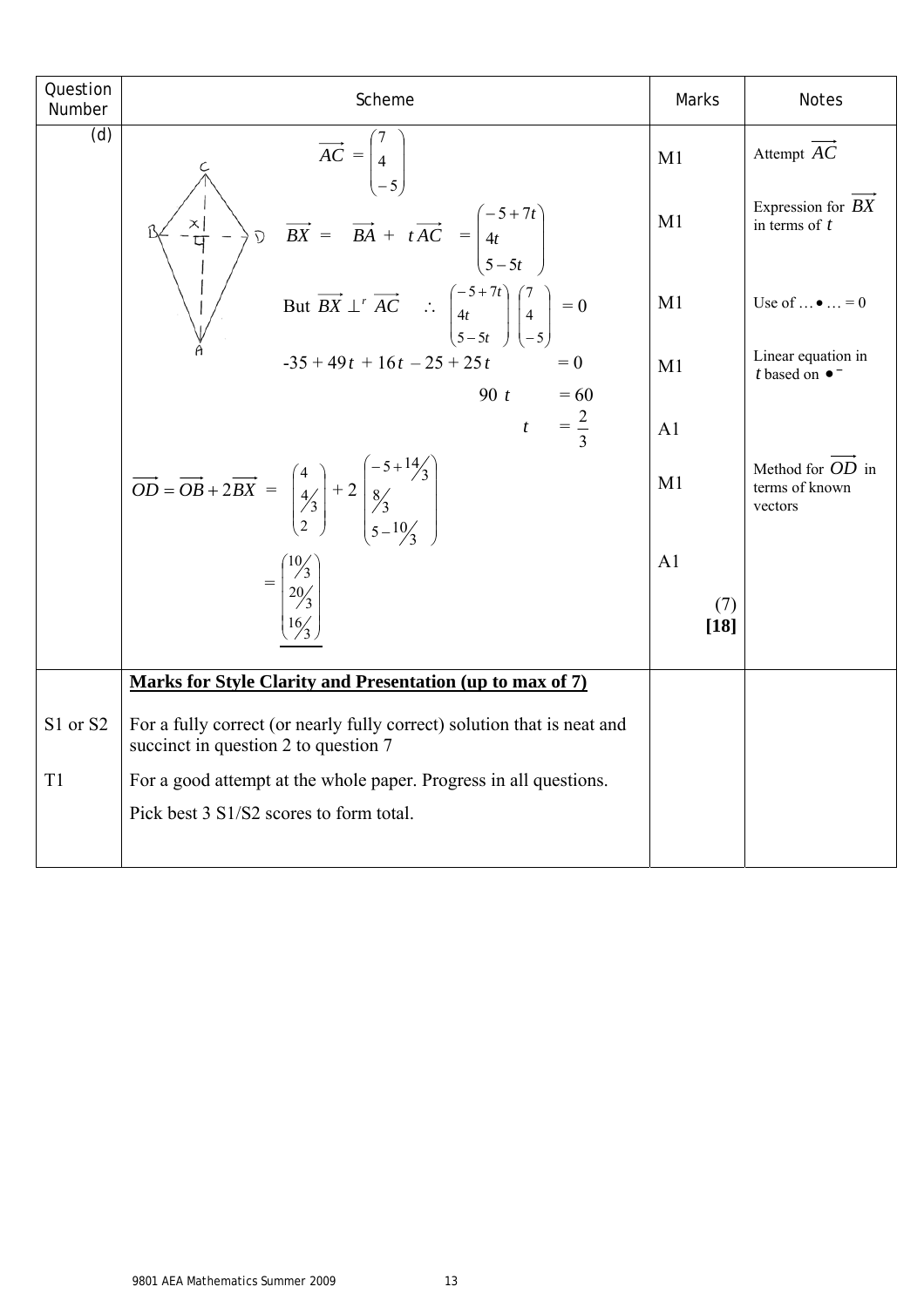| Question Number | Scheme | Marks | Notes |
|---|---|---|---|
| (d) | $\overrightarrow{AC} = \begin{pmatrix} 7 \\ 4 \\ -5 \end{pmatrix}$ | M1 | Attempt $\overrightarrow{AC}$ |
| | $\overrightarrow{BX} = \overrightarrow{BA} + t\overrightarrow{AC} = \begin{pmatrix} -5+7t \\ 4t \\ 5-5t \end{pmatrix}$ | M1 | Expression for $\overrightarrow{BX}$ in terms of $t$ |
| | But $\overrightarrow{BX} \perp^r \overrightarrow{AC}$ $\therefore$ $\begin{pmatrix} -5+7t \\ 4t \\ 5-5t \end{pmatrix} \bullet \begin{pmatrix} 7 \\ 4 \\ -5 \end{pmatrix} = 0$ | M1 | Use of … • … = 0 |
| | $-35 + 49t + 16t - 25 + 25t = 0$ | M1 | Linear equation in $t$ based on • |
| | $90t = 60$ | | |
| | $t = \frac{2}{3}$ | A1 | |
| | $\overrightarrow{OD} = \overrightarrow{OB} + 2\overrightarrow{BX} = \begin{pmatrix} 4 \\ 4/3 \\ 2 \end{pmatrix} + 2\begin{pmatrix} -5+14/3 \\ 8/3 \\ 5-10/3 \end{pmatrix}$ | M1 | Method for $\overrightarrow{OD}$ in terms of known vectors |
| | $= \begin{pmatrix} 10/3 \\ 20/3 \\ 16/3 \end{pmatrix}$ | A1 | |
| | | (7) **[18]** | |
| | **Marks for Style Clarity and Presentation (up to max of 7)** | | |
| S1 or S2 | For a fully correct (or nearly fully correct) solution that is neat and succinct in question 2 to question 7 | | |
| T1 | For a good attempt at the whole paper. Progress in all questions. | | |
| | Pick best 3 S1/S2 scores to form total. | | |

9801 AEA Mathematics Summer 2009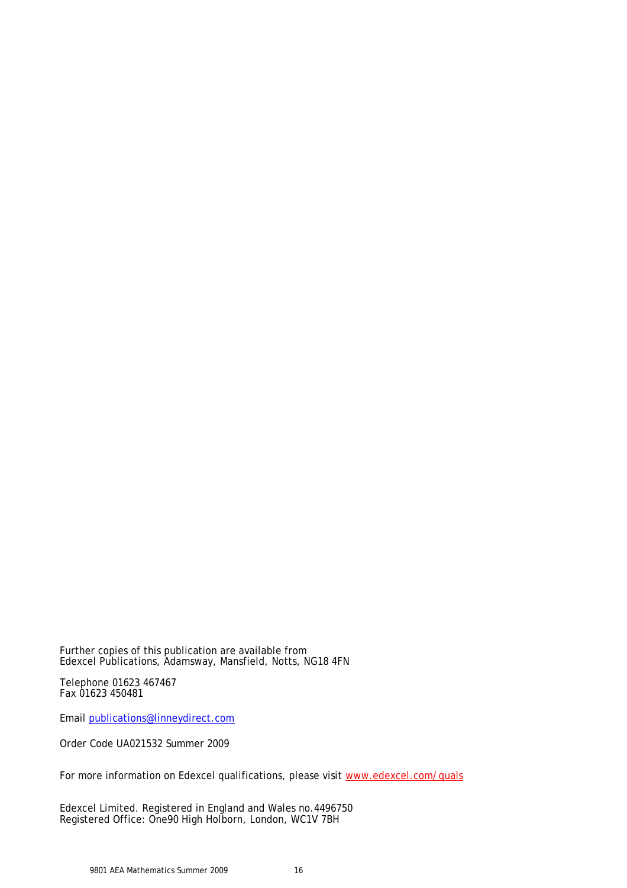Further copies of this publication are available from
Edexcel Publications, Adamsway, Mansfield, Notts, NG18 4FN

Telephone 01623 467467
Fax 01623 450481

Email publications@linneydirect.com

Order Code UA021532 Summer 2009

For more information on Edexcel qualifications, please visit www.edexcel.com/quals

Edexcel Limited. Registered in England and Wales no.4496750
Registered Office: One90 High Holborn, London, WC1V 7BH